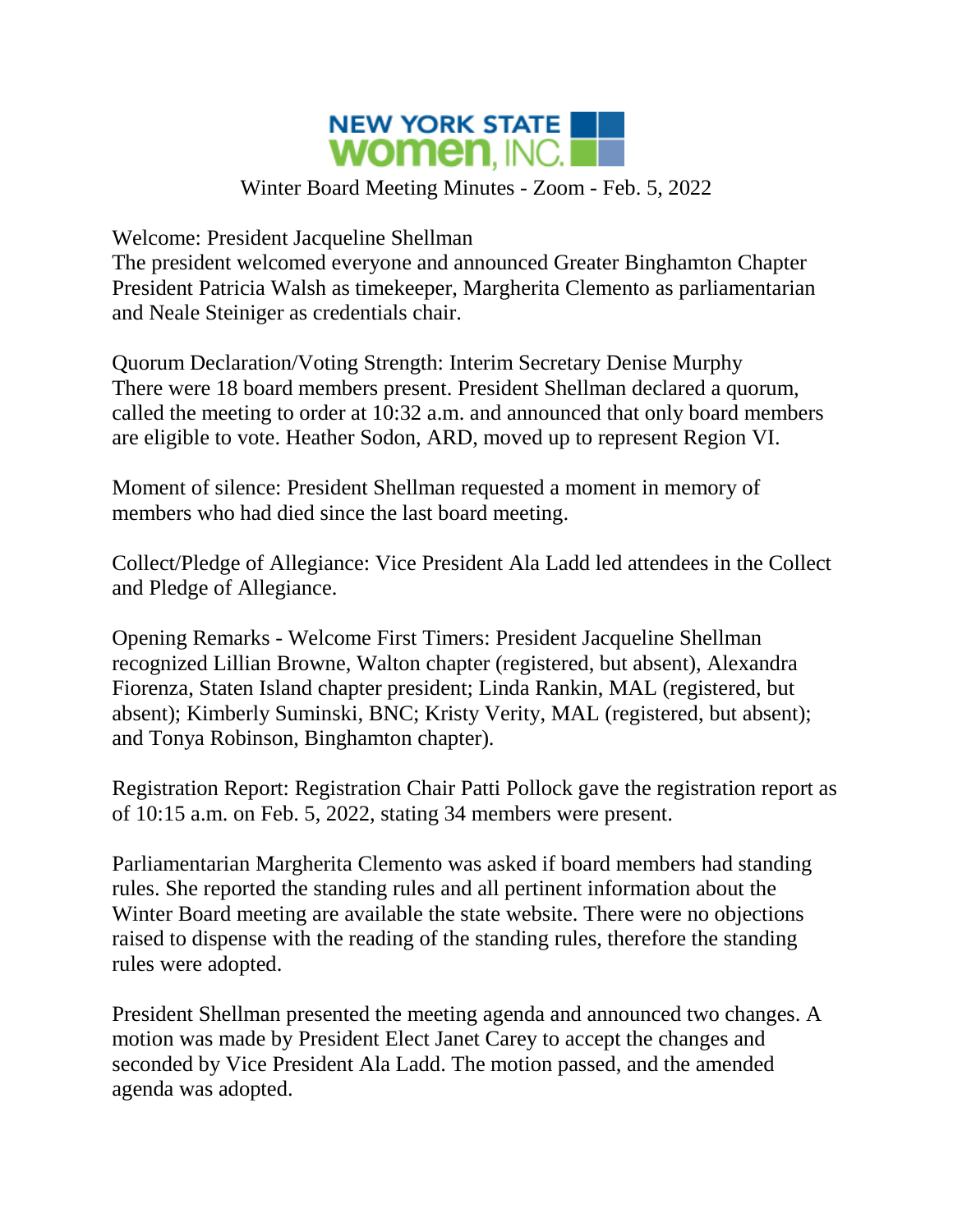# NEW YORK STATE women, INC.

Winter Board Meeting Minutes - Zoom - Feb. 5, 2022

Welcome: President Jacqueline Shellman
The president welcomed everyone and announced Greater Binghamton Chapter President Patricia Walsh as timekeeper, Margherita Clemento as parliamentarian and Neale Steiniger as credentials chair.

Quorum Declaration/Voting Strength: Interim Secretary Denise Murphy
There were 18 board members present. President Shellman declared a quorum, called the meeting to order at 10:32 a.m. and announced that only board members are eligible to vote. Heather Sodon, ARD, moved up to represent Region VI.

Moment of silence: President Shellman requested a moment in memory of members who had died since the last board meeting.

Collect/Pledge of Allegiance: Vice President Ala Ladd led attendees in the Collect and Pledge of Allegiance.

Opening Remarks - Welcome First Timers: President Jacqueline Shellman recognized Lillian Browne, Walton chapter (registered, but absent), Alexandra Fiorenza, Staten Island chapter president; Linda Rankin, MAL (registered, but absent); Kimberly Suminski, BNC; Kristy Verity, MAL (registered, but absent); and Tonya Robinson, Binghamton chapter).

Registration Report: Registration Chair Patti Pollock gave the registration report as of 10:15 a.m. on Feb. 5, 2022, stating 34 members were present.

Parliamentarian Margherita Clemento was asked if board members had standing rules. She reported the standing rules and all pertinent information about the Winter Board meeting are available the state website. There were no objections raised to dispense with the reading of the standing rules, therefore the standing rules were adopted.

President Shellman presented the meeting agenda and announced two changes. A motion was made by President Elect Janet Carey to accept the changes and seconded by Vice President Ala Ladd. The motion passed, and the amended agenda was adopted.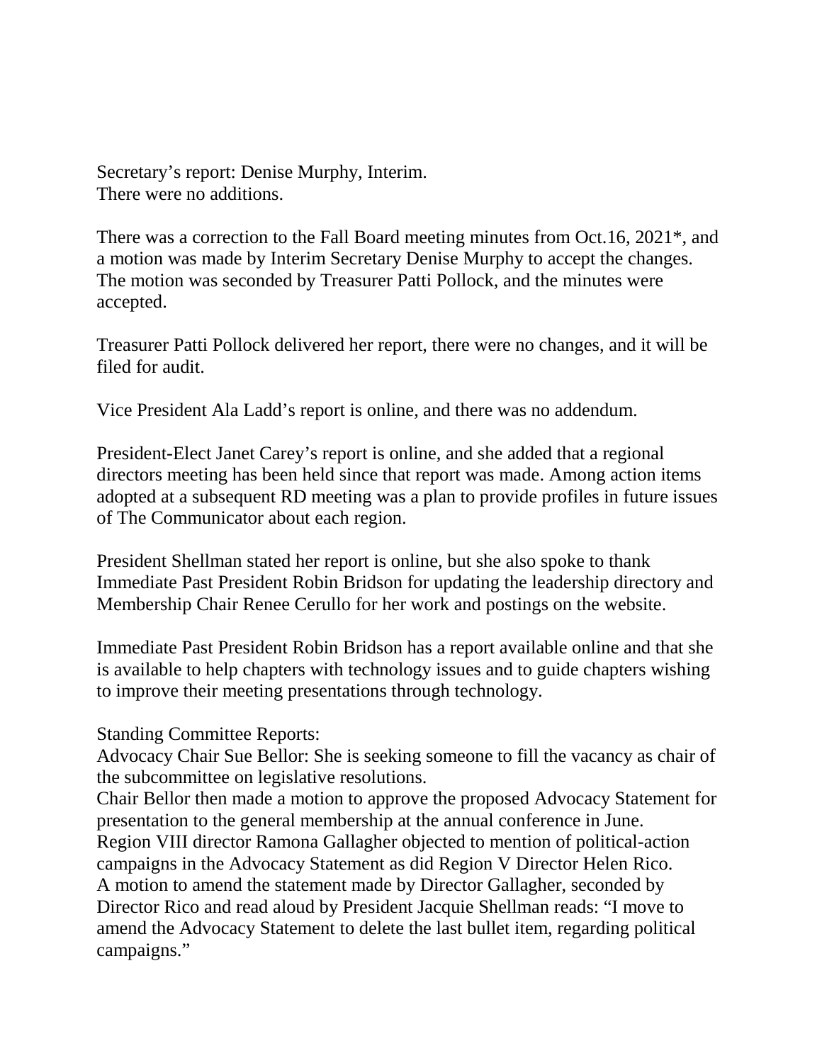Secretary's report: Denise Murphy, Interim.
There were no additions.

There was a correction to the Fall Board meeting minutes from Oct.16, 2021*, and a motion was made by Interim Secretary Denise Murphy to accept the changes. The motion was seconded by Treasurer Patti Pollock, and the minutes were accepted.

Treasurer Patti Pollock delivered her report, there were no changes, and it will be filed for audit.

Vice President Ala Ladd's report is online, and there was no addendum.

President-Elect Janet Carey's report is online, and she added that a regional directors meeting has been held since that report was made. Among action items adopted at a subsequent RD meeting was a plan to provide profiles in future issues of The Communicator about each region.

President Shellman stated her report is online, but she also spoke to thank Immediate Past President Robin Bridson for updating the leadership directory and Membership Chair Renee Cerullo for her work and postings on the website.

Immediate Past President Robin Bridson has a report available online and that she is available to help chapters with technology issues and to guide chapters wishing to improve their meeting presentations through technology.

Standing Committee Reports:
Advocacy Chair Sue Bellor: She is seeking someone to fill the vacancy as chair of the subcommittee on legislative resolutions.
Chair Bellor then made a motion to approve the proposed Advocacy Statement for presentation to the general membership at the annual conference in June.
Region VIII director Ramona Gallagher objected to mention of political-action campaigns in the Advocacy Statement as did Region V Director Helen Rico.
A motion to amend the statement made by Director Gallagher, seconded by Director Rico and read aloud by President Jacquie Shellman reads: "I move to amend the Advocacy Statement to delete the last bullet item, regarding political campaigns."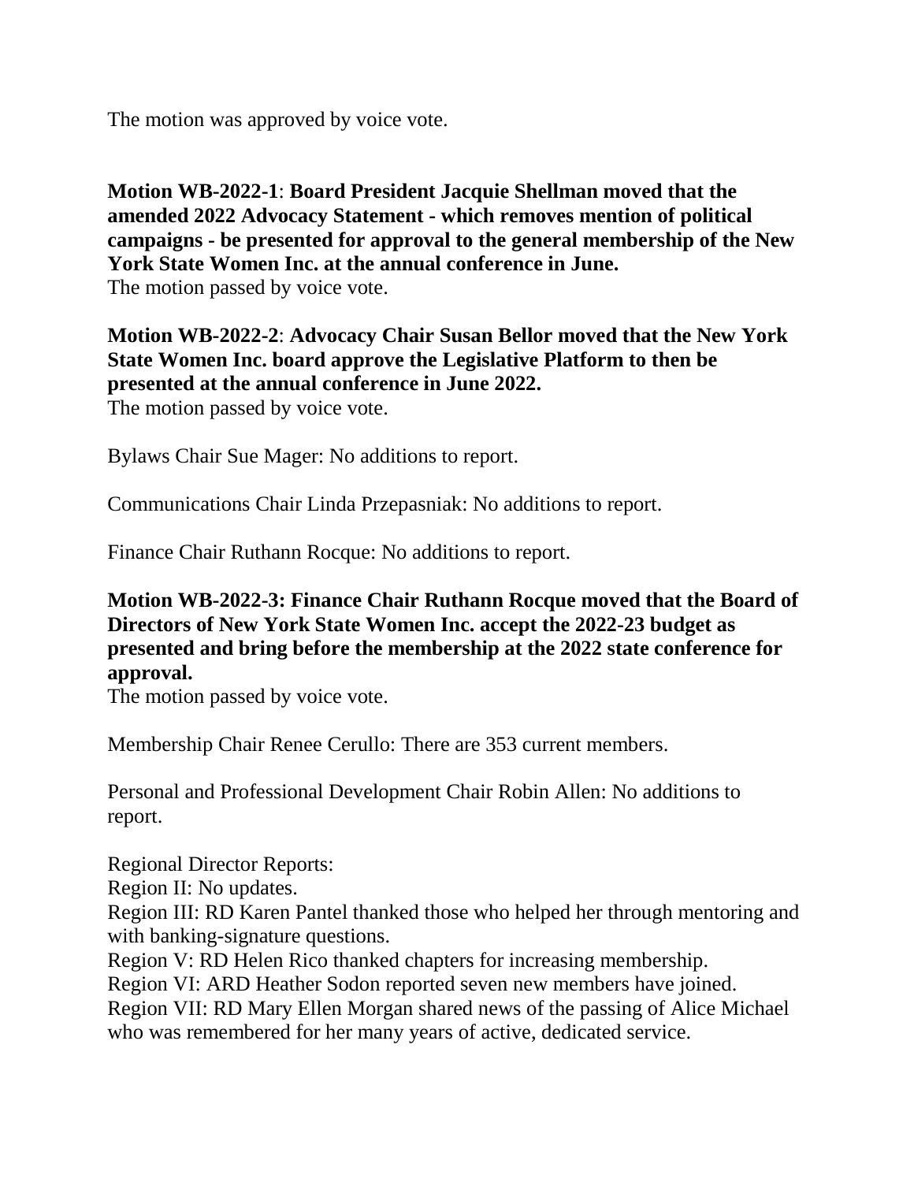The motion was approved by voice vote.

**Motion WB-2022-1**: **Board President Jacquie Shellman moved that the amended 2022 Advocacy Statement - which removes mention of political campaigns - be presented for approval to the general membership of the New York State Women Inc. at the annual conference in June.**
The motion passed by voice vote.

**Motion WB-2022-2**: **Advocacy Chair Susan Bellor moved that the New York State Women Inc. board approve the Legislative Platform to then be presented at the annual conference in June 2022.**
The motion passed by voice vote.

Bylaws Chair Sue Mager: No additions to report.

Communications Chair Linda Przepasniak: No additions to report.

Finance Chair Ruthann Rocque: No additions to report.

**Motion WB-2022-3: Finance Chair Ruthann Rocque moved that the Board of Directors of New York State Women Inc. accept the 2022-23 budget as presented and bring before the membership at the 2022 state conference for approval.**
The motion passed by voice vote.

Membership Chair Renee Cerullo: There are 353 current members.

Personal and Professional Development Chair Robin Allen: No additions to report.

Regional Director Reports:
Region II: No updates.
Region III: RD Karen Pantel thanked those who helped her through mentoring and with banking-signature questions.
Region V: RD Helen Rico thanked chapters for increasing membership.
Region VI: ARD Heather Sodon reported seven new members have joined.
Region VII: RD Mary Ellen Morgan shared news of the passing of Alice Michael who was remembered for her many years of active, dedicated service.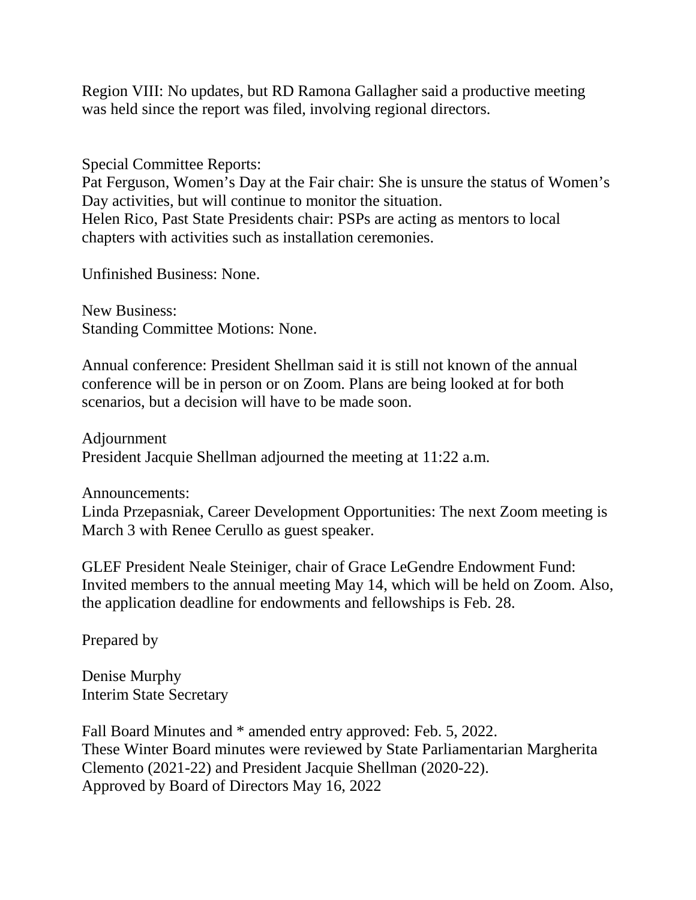Region VIII: No updates, but RD Ramona Gallagher said a productive meeting was held since the report was filed, involving regional directors.

Special Committee Reports:
Pat Ferguson, Women's Day at the Fair chair: She is unsure the status of Women's Day activities, but will continue to monitor the situation.
Helen Rico, Past State Presidents chair: PSPs are acting as mentors to local chapters with activities such as installation ceremonies.

Unfinished Business: None.

New Business:
Standing Committee Motions: None.

Annual conference: President Shellman said it is still not known of the annual conference will be in person or on Zoom. Plans are being looked at for both scenarios, but a decision will have to be made soon.

Adjournment
President Jacquie Shellman adjourned the meeting at 11:22 a.m.

Announcements:
Linda Przepasniak, Career Development Opportunities: The next Zoom meeting is March 3 with Renee Cerullo as guest speaker.

GLEF President Neale Steiniger, chair of Grace LeGendre Endowment Fund: Invited members to the annual meeting May 14, which will be held on Zoom. Also, the application deadline for endowments and fellowships is Feb. 28.

Prepared by

Denise Murphy
Interim State Secretary

Fall Board Minutes and * amended entry approved: Feb. 5, 2022.
These Winter Board minutes were reviewed by State Parliamentarian Margherita Clemento (2021-22) and President Jacquie Shellman (2020-22).
Approved by Board of Directors May 16, 2022